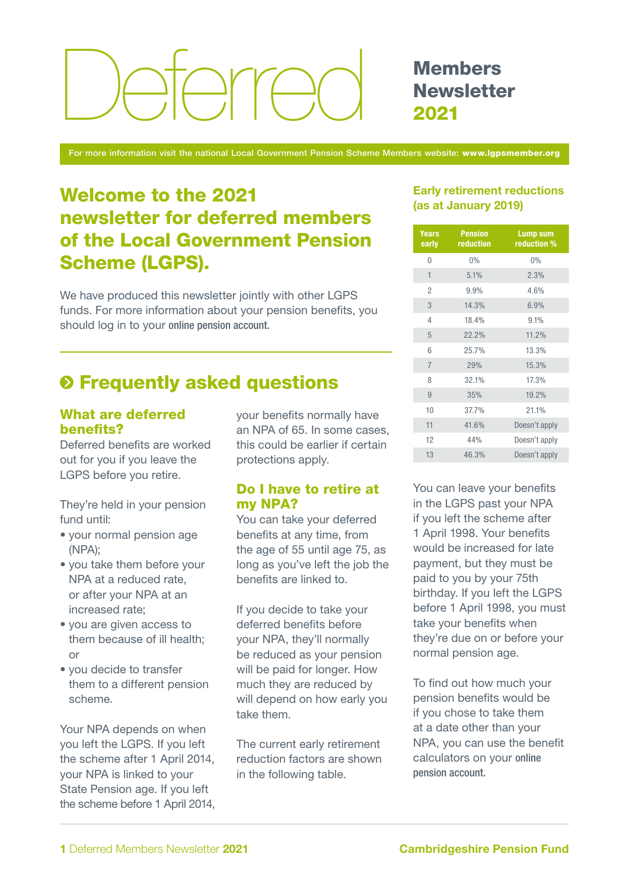# Deferred Members Newsletter 2021

For more information visit the national Local Government Pension Scheme Members website: **www.lgpsmember.org**

## Welcome to the 2021 newsletter for deferred members of the Local Government Pension Scheme (LGPS).

We have produced this newsletter jointly with other LGPS funds. For more information about your pension benefits, you should log in to your online pension account.

## Frequently asked questions

### What are deferred benefits?

Deferred benefits are worked out for you if you leave the LGPS before you retire.

They're held in your pension fund until:

- your normal pension age (NPA);
- you take them before your NPA at a reduced rate, or after your NPA at an increased rate;
- you are given access to them because of ill health; or
- you decide to transfer them to a different pension scheme.

Your NPA depends on when you left the LGPS. If you left the scheme after 1 April 2014, your NPA is linked to your State Pension age. If you left the scheme before 1 April 2014, your benefits normally have an NPA of 65. In some cases, this could be earlier if certain protections apply.

### Do I have to retire at my NPA?

You can take your deferred benefits at any time, from the age of 55 until age 75, as long as you've left the job the benefits are linked to.

If you decide to take your deferred benefits before your NPA, they'll normally be reduced as your pension will be paid for longer. How much they are reduced by will depend on how early you take them.

The current early retirement reduction factors are shown in the following table.

### Early retirement reductions (as at January 2019)

| Years early | Pension reduction | Lump sum reduction % |
|---|---|---|
| 0 | 0% | 0% |
| 1 | 5.1% | 2.3% |
| 2 | 9.9% | 4.6% |
| 3 | 14.3% | 6.9% |
| 4 | 18.4% | 9.1% |
| 5 | 22.2% | 11.2% |
| 6 | 25.7% | 13.3% |
| 7 | 29% | 15.3% |
| 8 | 32.1% | 17.3% |
| 9 | 35% | 19.2% |
| 10 | 37.7% | 21.1% |
| 11 | 41.6% | Doesn't apply |
| 12 | 44% | Doesn't apply |
| 13 | 46.3% | Doesn't apply |

You can leave your benefits in the LGPS past your NPA if you left the scheme after 1 April 1998. Your benefits would be increased for late payment, but they must be paid to you by your 75th birthday. If you left the LGPS before 1 April 1998, you must take your benefits when they're due on or before your normal pension age.

To find out how much your pension benefits would be if you chose to take them at a date other than your NPA, you can use the benefit calculators on your online pension account.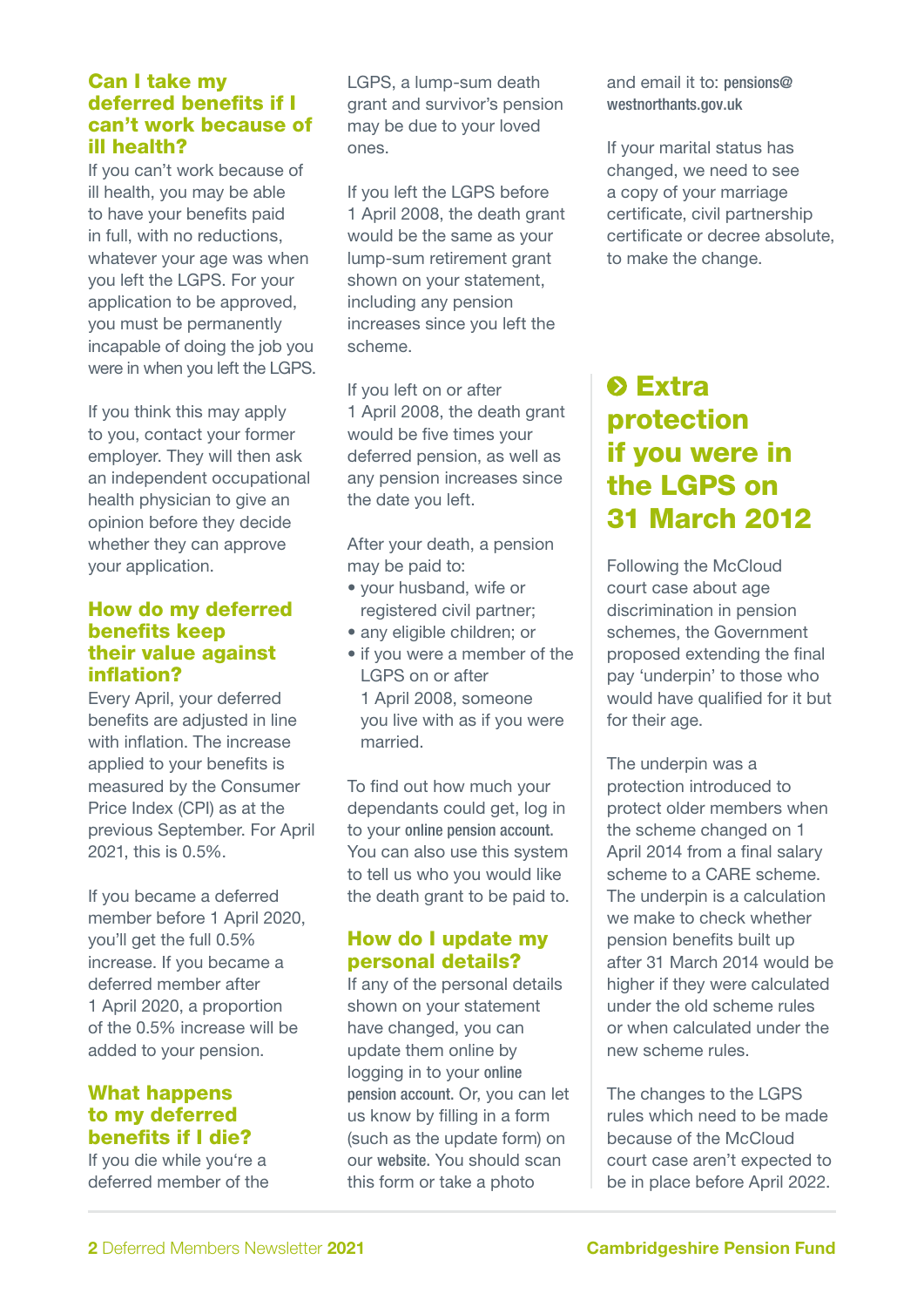## Can I take my deferred benefits if I can't work because of ill health?

If you can't work because of ill health, you may be able to have your benefits paid in full, with no reductions, whatever your age was when you left the LGPS. For your application to be approved, you must be permanently incapable of doing the job you were in when you left the LGPS.

If you think this may apply to you, contact your former employer. They will then ask an independent occupational health physician to give an opinion before they decide whether they can approve your application.

## How do my deferred benefits keep their value against inflation?

Every April, your deferred benefits are adjusted in line with inflation. The increase applied to your benefits is measured by the Consumer Price Index (CPI) as at the previous September. For April 2021, this is 0.5%.

If you became a deferred member before 1 April 2020, you'll get the full 0.5% increase. If you became a deferred member after 1 April 2020, a proportion of the 0.5% increase will be added to your pension.

## What happens to my deferred benefits if I die?

If you die while you're a deferred member of the LGPS, a lump-sum death grant and survivor's pension may be due to your loved ones.

If you left the LGPS before 1 April 2008, the death grant would be the same as your lump-sum retirement grant shown on your statement, including any pension increases since you left the scheme.

If you left on or after 1 April 2008, the death grant would be five times your deferred pension, as well as any pension increases since the date you left.

After your death, a pension may be paid to:

- your husband, wife or registered civil partner;
- any eligible children; or
- if you were a member of the LGPS on or after 1 April 2008, someone you live with as if you were married.

To find out how much your dependants could get, log in to your online pension account. You can also use this system to tell us who you would like the death grant to be paid to.

## How do I update my personal details?

If any of the personal details shown on your statement have changed, you can update them online by logging in to your online pension account. Or, you can let us know by filling in a form (such as the update form) on our website. You should scan this form or take a photo and email it to: pensions@westnorthants.gov.uk

If your marital status has changed, we need to see a copy of your marriage certificate, civil partnership certificate or decree absolute, to make the change.

## Extra protection if you were in the LGPS on 31 March 2012

Following the McCloud court case about age discrimination in pension schemes, the Government proposed extending the final pay 'underpin' to those who would have qualified for it but for their age.

The underpin was a protection introduced to protect older members when the scheme changed on 1 April 2014 from a final salary scheme to a CARE scheme. The underpin is a calculation we make to check whether pension benefits built up after 31 March 2014 would be higher if they were calculated under the old scheme rules or when calculated under the new scheme rules.

The changes to the LGPS rules which need to be made because of the McCloud court case aren't expected to be in place before April 2022.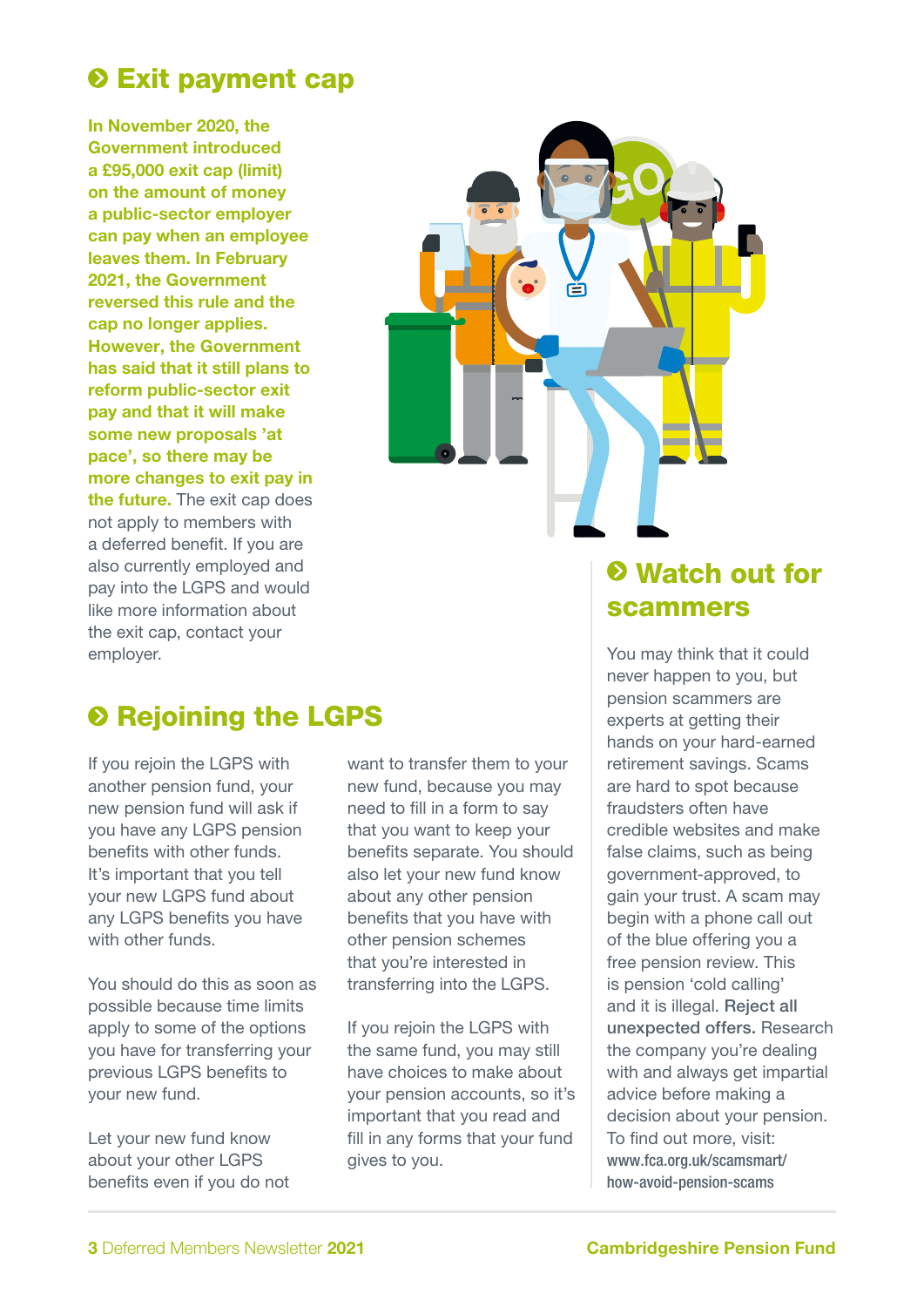## Exit payment cap

**In November 2020, the Government introduced a £95,000 exit cap (limit) on the amount of money a public-sector employer can pay when an employee leaves them. In February 2021, the Government reversed this rule and the cap no longer applies. However, the Government has said that it still plans to reform public-sector exit pay and that it will make some new proposals 'at pace', so there may be more changes to exit pay in the future.** The exit cap does not apply to members with a deferred benefit. If you are also currently employed and pay into the LGPS and would like more information about the exit cap, contact your employer.

## Rejoining the LGPS

If you rejoin the LGPS with another pension fund, your new pension fund will ask if you have any LGPS pension benefits with other funds. It's important that you tell your new LGPS fund about any LGPS benefits you have with other funds.

You should do this as soon as possible because time limits apply to some of the options you have for transferring your previous LGPS benefits to your new fund.

Let your new fund know about your other LGPS benefits even if you do not want to transfer them to your new fund, because you may need to fill in a form to say that you want to keep your benefits separate. You should also let your new fund know about any other pension benefits that you have with other pension schemes that you're interested in transferring into the LGPS.

If you rejoin the LGPS with the same fund, you may still have choices to make about your pension accounts, so it's important that you read and fill in any forms that your fund gives to you.

## Watch out for scammers

You may think that it could never happen to you, but pension scammers are experts at getting their hands on your hard-earned retirement savings. Scams are hard to spot because fraudsters often have credible websites and make false claims, such as being government-approved, to gain your trust. A scam may begin with a phone call out of the blue offering you a free pension review. This is pension 'cold calling' and it is illegal. **Reject all unexpected offers.** Research the company you're dealing with and always get impartial advice before making a decision about your pension. To find out more, visit: www.fca.org.uk/scamsmart/how-avoid-pension-scams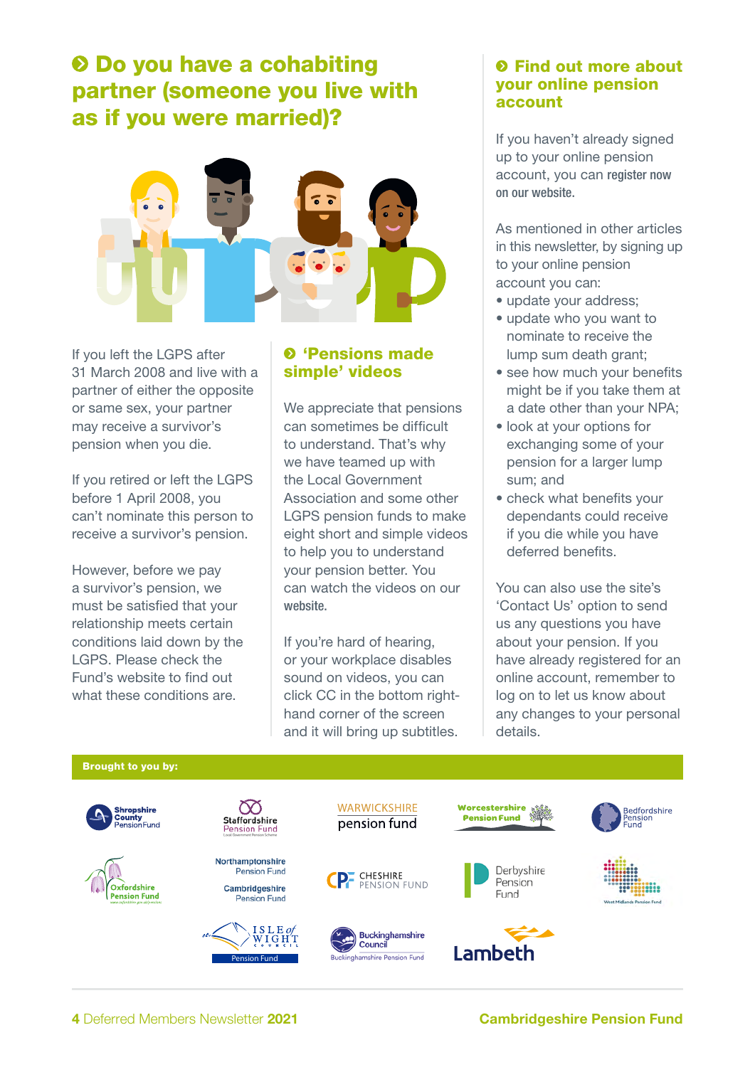## Do you have a cohabiting partner (someone you live with as if you were married)?

If you left the LGPS after 31 March 2008 and live with a partner of either the opposite or same sex, your partner may receive a survivor's pension when you die.

If you retired or left the LGPS before 1 April 2008, you can't nominate this person to receive a survivor's pension.

However, before we pay a survivor's pension, we must be satisfied that your relationship meets certain conditions laid down by the LGPS. Please check the Fund's website to find out what these conditions are.

## 'Pensions made simple' videos

We appreciate that pensions can sometimes be difficult to understand. That's why we have teamed up with the Local Government Association and some other LGPS pension funds to make eight short and simple videos to help you to understand your pension better. You can watch the videos on our **website**.

If you're hard of hearing, or your workplace disables sound on videos, you can click CC in the bottom right-hand corner of the screen and it will bring up subtitles.

## Find out more about your online pension account

If you haven't already signed up to your online pension account, you can **register now on our website**.

As mentioned in other articles in this newsletter, by signing up to your online pension account you can:

- update your address;
- update who you want to nominate to receive the lump sum death grant;
- see how much your benefits might be if you take them at a date other than your NPA;
- look at your options for exchanging some of your pension for a larger lump sum; and
- check what benefits your dependants could receive if you die while you have deferred benefits.

You can also use the site's 'Contact Us' option to send us any questions you have about your pension. If you have already registered for an online account, remember to log on to let us know about any changes to your personal details.

**Brought to you by:**

Shropshire County Pension Fund
Staffordshire Pension Fund
Warwickshire pension fund
Worcestershire Pension Fund
Bedfordshire Pension Fund
Oxfordshire Pension Fund
Northamptonshire Pension Fund
Cambridgeshire Pension Fund
Cheshire Pension Fund
Derbyshire Pension Fund
West Midlands Pension Fund
Isle of Wight Council Pension Fund
Buckinghamshire Council Buckinghamshire Pension Fund
Lambeth